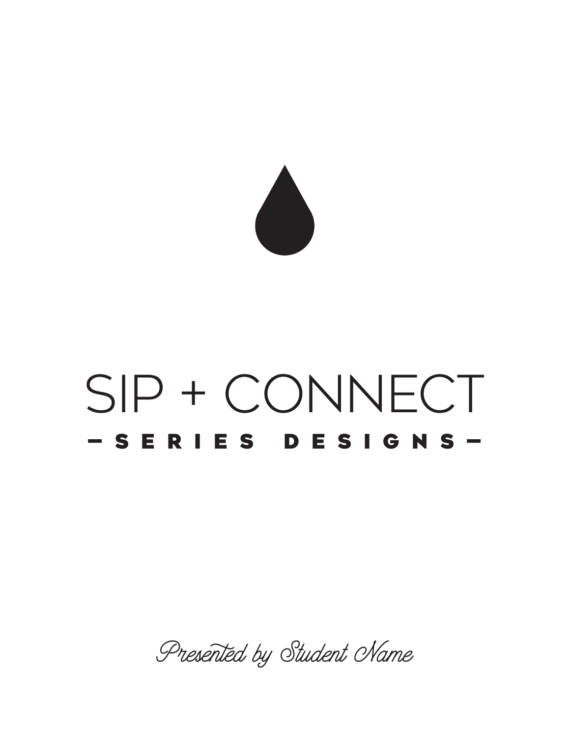# SIP + CONNECT

## — SERIES DESIGNS —

*Presented by Student Name*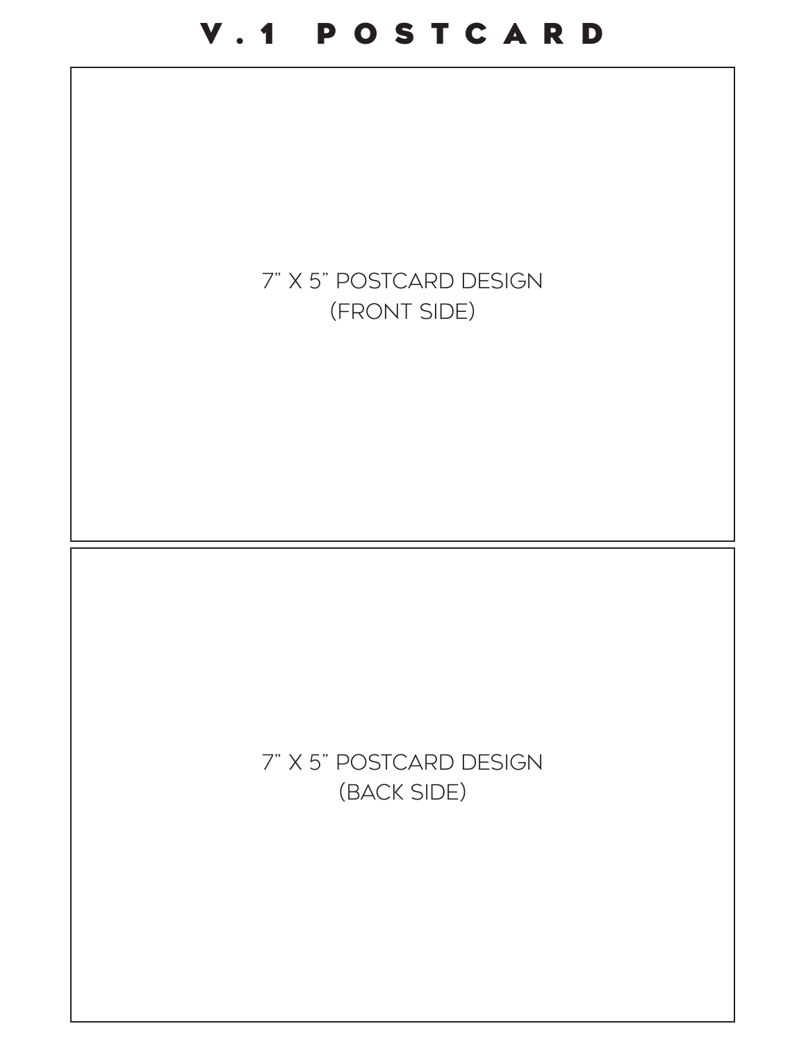# V.1 POSTCARD

7" X 5" POSTCARD DESIGN
(FRONT SIDE)

7" X 5" POSTCARD DESIGN
(BACK SIDE)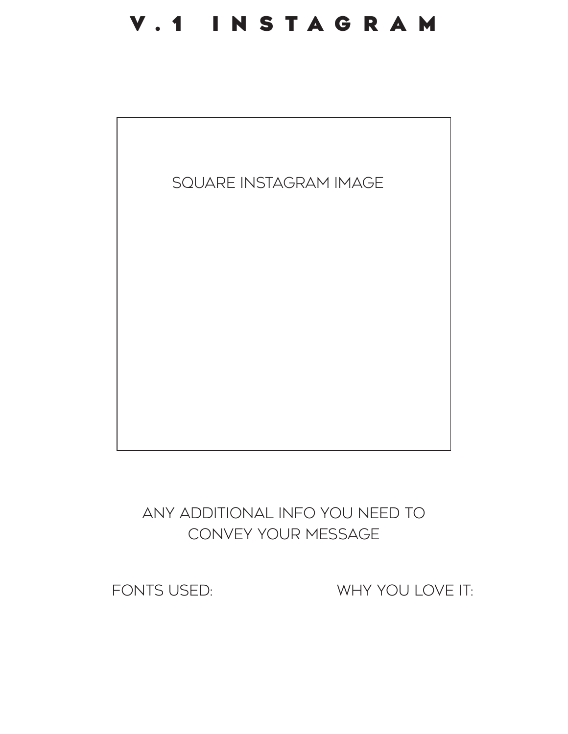# V.1 INSTAGRAM

SQUARE INSTAGRAM IMAGE

ANY ADDITIONAL INFO YOU NEED TO CONVEY YOUR MESSAGE

FONTS USED:

WHY YOU LOVE IT: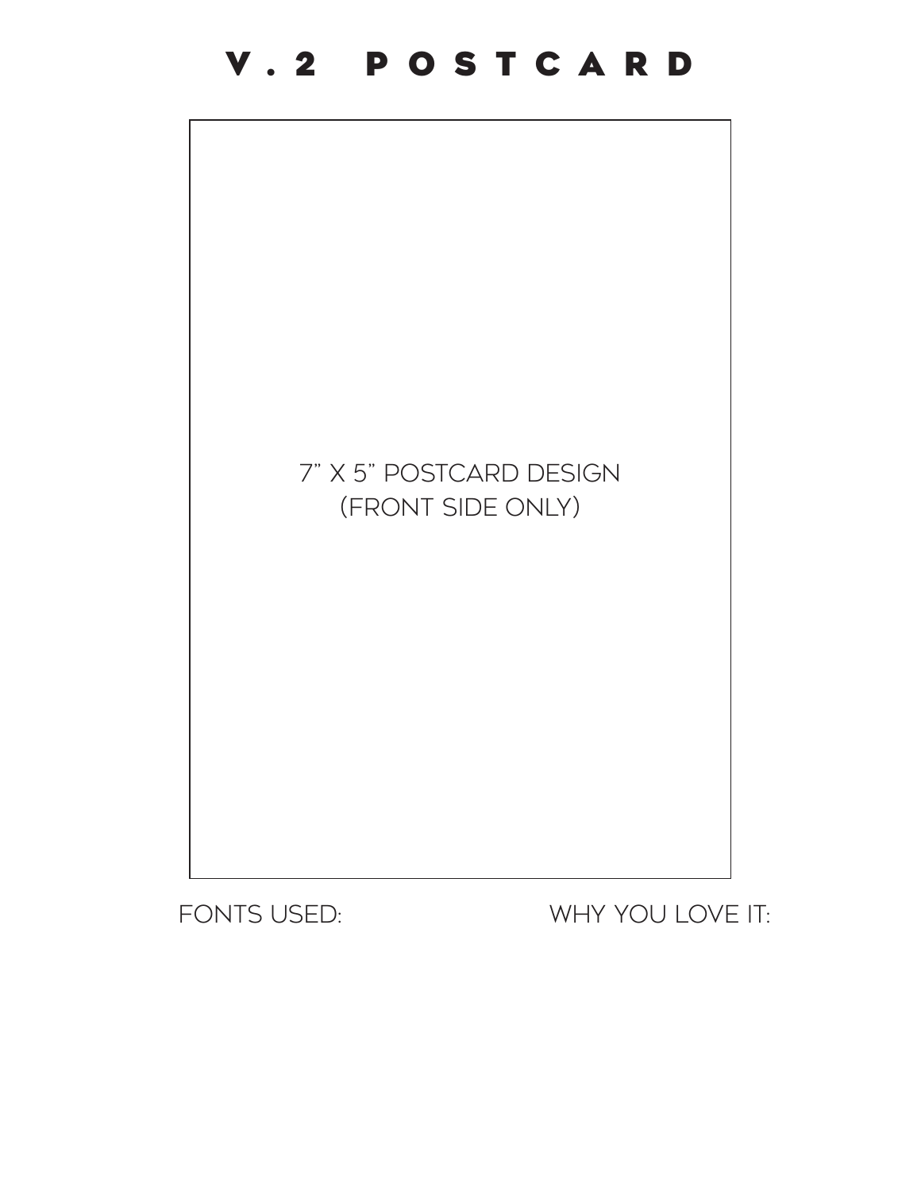# V.2 POSTCARD

7" X 5" POSTCARD DESIGN
(FRONT SIDE ONLY)

FONTS USED:

WHY YOU LOVE IT: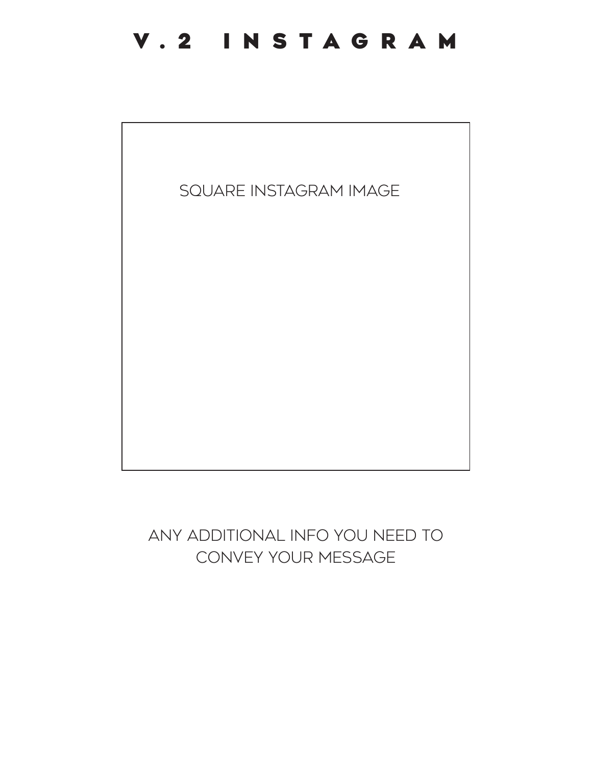# V.2 INSTAGRAM

SQUARE INSTAGRAM IMAGE

ANY ADDITIONAL INFO YOU NEED TO CONVEY YOUR MESSAGE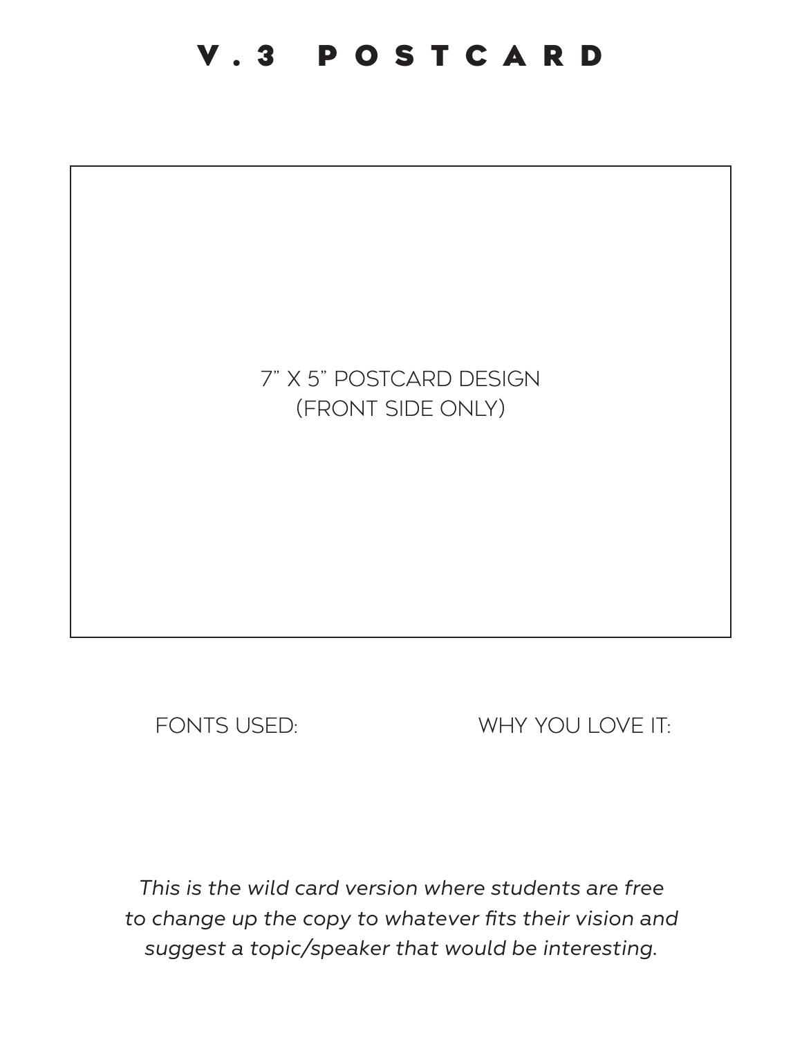# V.3 POSTCARD

7" X 5" POSTCARD DESIGN
(FRONT SIDE ONLY)

FONTS USED:

WHY YOU LOVE IT:

*This is the wild card version where students are free to change up the copy to whatever fits their vision and suggest a topic/speaker that would be interesting.*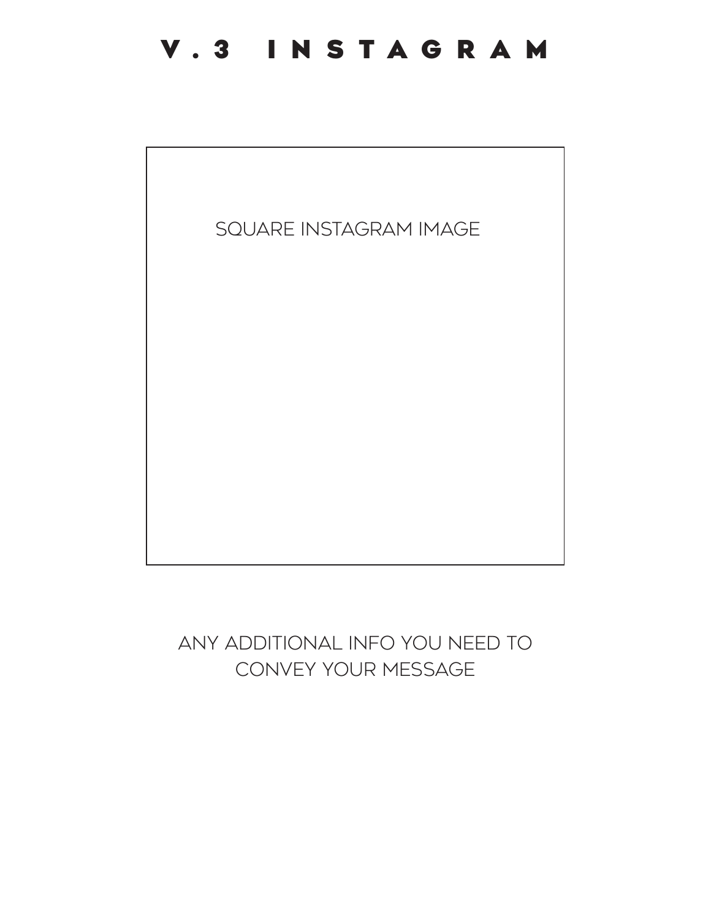# V.3 INSTAGRAM

SQUARE INSTAGRAM IMAGE

ANY ADDITIONAL INFO YOU NEED TO CONVEY YOUR MESSAGE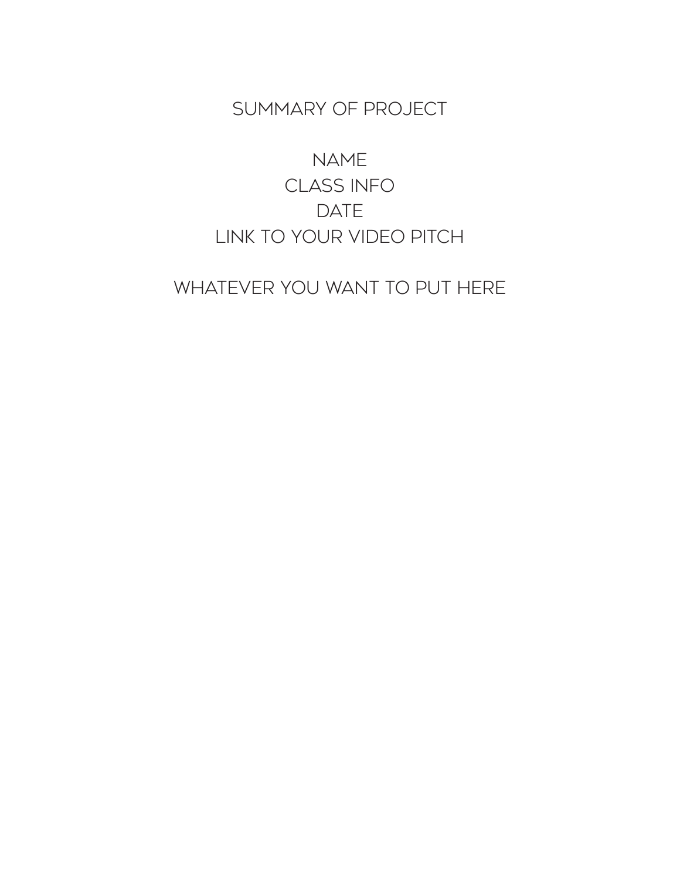SUMMARY OF PROJECT

NAME
CLASS INFO
DATE
LINK TO YOUR VIDEO PITCH

WHATEVER YOU WANT TO PUT HERE